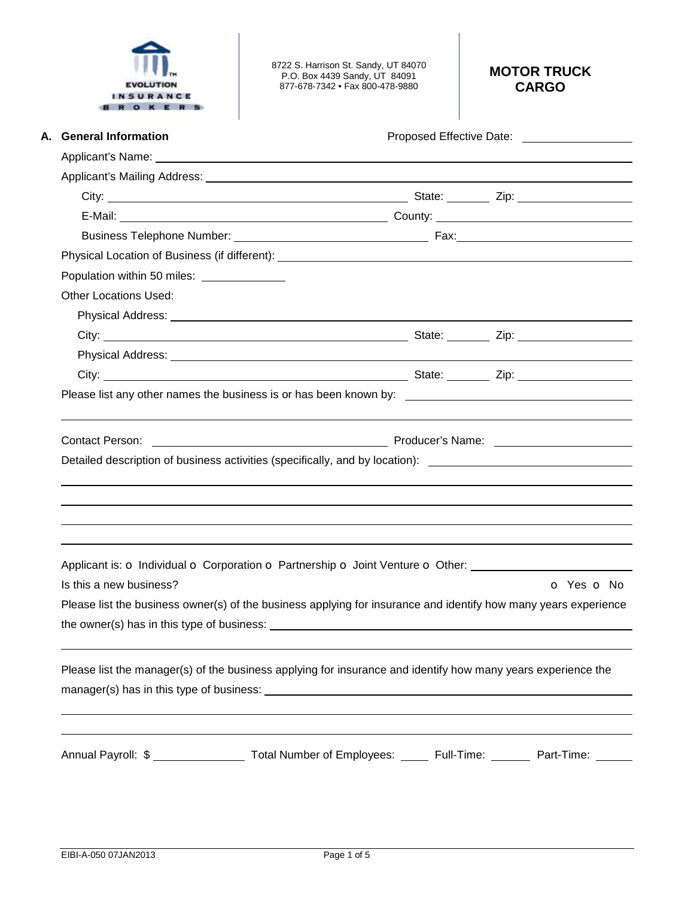EVOLUTION INSURANCE BROKERS

8722 S. Harrison St. Sandy, UT 84070
P.O. Box 4439 Sandy, UT 84091
877-678-7342 • Fax 800-478-9880

# MOTOR TRUCK CARGO

## A. General Information

Proposed Effective Date: ____________

Applicant's Name: ____________

Applicant's Mailing Address: ____________

City: ____________ State: ______ Zip: ____________

E-Mail: ____________ County: ____________

Business Telephone Number: ____________ Fax: ____________

Physical Location of Business (if different): ____________

Population within 50 miles: ____________

Other Locations Used:

Physical Address: ____________

City: ____________ State: ______ Zip: ____________

Physical Address: ____________

City: ____________ State: ______ Zip: ____________

Please list any other names the business is or has been known by: ____________

Contact Person: ____________ Producer's Name: ____________

Detailed description of business activities (specifically, and by location): ____________

Applicant is: o Individual o Corporation o Partnership o Joint Venture o Other: ____________

Is this a new business? o Yes o No

Please list the business owner(s) of the business applying for insurance and identify how many years experience the owner(s) has in this type of business: ____________

Please list the manager(s) of the business applying for insurance and identify how many years experience the manager(s) has in this type of business: ____________

Annual Payroll: $ ____________ Total Number of Employees: ______ Full-Time: ______ Part-Time: ______

EIBI-A-050 07JAN2013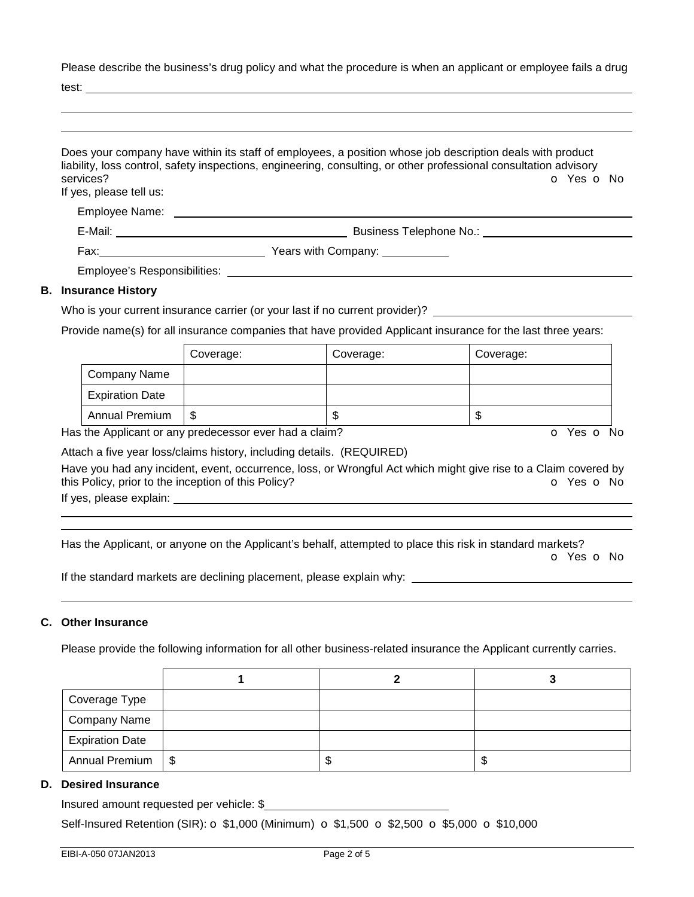Please describe the business's drug policy and what the procedure is when an applicant or employee fails a drug test: ______________________________________________

______________________________________________

______________________________________________

Does your company have within its staff of employees, a position whose job description deals with product liability, loss control, safety inspections, engineering, consulting, or other professional consultation advisory services? o Yes o No

If yes, please tell us:

Employee Name: ______________________________________________

E-Mail: ______________________ Business Telephone No.: ______________________

Fax: ______________________ Years with Company: __________

Employee's Responsibilities: ______________________________________________

## B. Insurance History

Who is your current insurance carrier (or your last if no current provider)? ______________________

Provide name(s) for all insurance companies that have provided Applicant insurance for the last three years:

| | Coverage: | Coverage: | Coverage: |
|---|---|---|---|
| Company Name | | | |
| Expiration Date | | | |
| Annual Premium | $ | $ | $ |

Has the Applicant or any predecessor ever had a claim? o Yes o No

Attach a five year loss/claims history, including details. (REQUIRED)

Have you had any incident, event, occurrence, loss, or Wrongful Act which might give rise to a Claim covered by this Policy, prior to the inception of this Policy? o Yes o No

If yes, please explain: ______________________________________________

______________________________________________

______________________________________________

Has the Applicant, or anyone on the Applicant's behalf, attempted to place this risk in standard markets? o Yes o No

If the standard markets are declining placement, please explain why: ______________________

______________________________________________

## C. Other Insurance

Please provide the following information for all other business-related insurance the Applicant currently carries.

| | 1 | 2 | 3 |
|---|---|---|---|
| Coverage Type | | | |
| Company Name | | | |
| Expiration Date | | | |
| Annual Premium | $ | $ | $ |

## D. Desired Insurance

Insured amount requested per vehicle: $______________________

Self-Insured Retention (SIR): o $1,000 (Minimum) o $1,500 o $2,500 o $5,000 o $10,000

EIBI-A-050 07JAN2013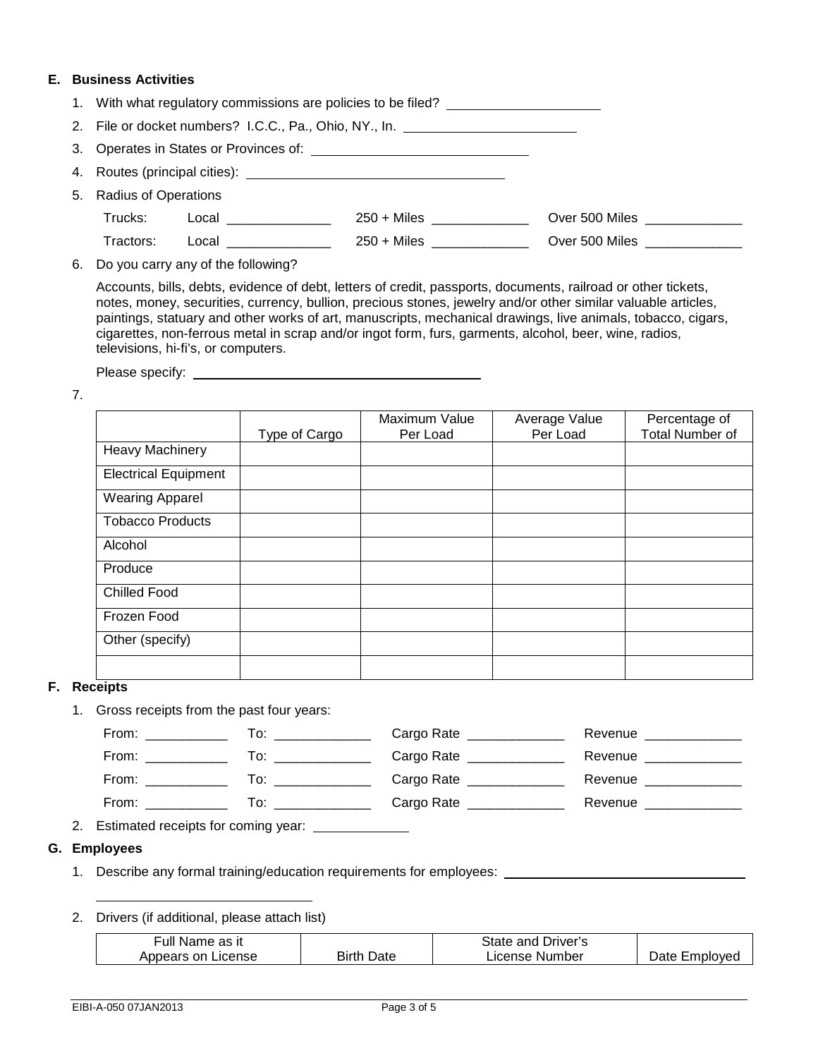## E. Business Activities

1. With what regulatory commissions are policies to be filed? ____________________
2. File or docket numbers? I.C.C., Pa., Ohio, NY., In. ________________________
3. Operates in States or Provinces of: ____________________________
4. Routes (principal cities): __________________________________
5. Radius of Operations

   Trucks: Local _____________ 250 + Miles _____________ Over 500 Miles _____________

   Tractors: Local _____________ 250 + Miles _____________ Over 500 Miles _____________

6. Do you carry any of the following?

   Accounts, bills, debts, evidence of debt, letters of credit, passports, documents, railroad or other tickets, notes, money, securities, currency, bullion, precious stones, jewelry and/or other similar valuable articles, paintings, statuary and other works of art, manuscripts, mechanical drawings, live animals, tobacco, cigars, cigarettes, non-ferrous metal in scrap and/or ingot form, furs, garments, alcohol, beer, wine, radios, televisions, hi-fi's, or computers.

   Please specify: ______________________________________

7.

| | Type of Cargo | Maximum Value Per Load | Average Value Per Load | Percentage of Total Number of |
|---|---|---|---|---|
| Heavy Machinery | | | | |
| Electrical Equipment | | | | |
| Wearing Apparel | | | | |
| Tobacco Products | | | | |
| Alcohol | | | | |
| Produce | | | | |
| Chilled Food | | | | |
| Frozen Food | | | | |
| Other (specify) | | | | |
| | | | | |

## F. Receipts

1. Gross receipts from the past four years:

   From: ___________ To: _____________ Cargo Rate _____________ Revenue _____________

   From: ___________ To: _____________ Cargo Rate _____________ Revenue _____________

   From: ___________ To: _____________ Cargo Rate _____________ Revenue _____________

   From: ___________ To: _____________ Cargo Rate _____________ Revenue _____________

2. Estimated receipts for coming year: _____________

## G. Employees

1. Describe any formal training/education requirements for employees: ________________________________

   ______________________________

2. Drivers (if additional, please attach list)

| Full Name as it Appears on License | Birth Date | State and Driver's License Number | Date Employed |
|---|---|---|---|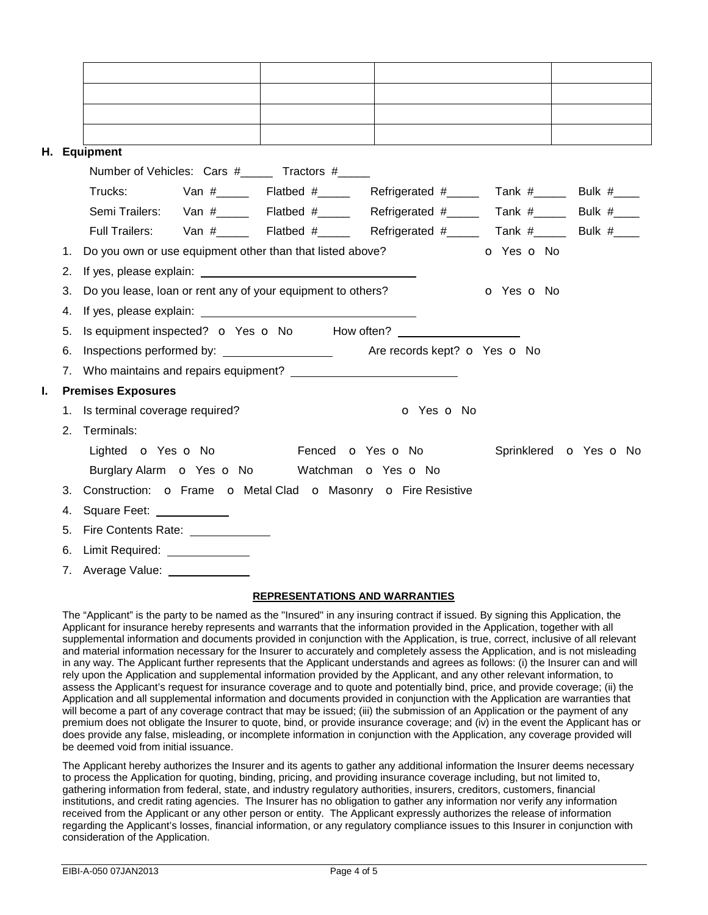| | | | |
|---|---|---|---|
| | | | |
| | | | |
| | | | |
| | | | |

**H. Equipment**

Number of Vehicles: Cars #_____ Tractors #_____

Trucks: Van #_____ Flatbed #_____ Refrigerated #_____ Tank #_____ Bulk #____

Semi Trailers: Van #_____ Flatbed #_____ Refrigerated #_____ Tank #_____ Bulk #____

Full Trailers: Van #_____ Flatbed #_____ Refrigerated #_____ Tank #_____ Bulk #____

1. Do you own or use equipment other than that listed above? o Yes o No
2. If yes, please explain: ______________________________
3. Do you lease, loan or rent any of your equipment to others? o Yes o No
4. If yes, please explain: ______________________________
5. Is equipment inspected? o Yes o No How often? ________________
6. Inspections performed by: _______________ Are records kept? o Yes o No
7. Who maintains and repairs equipment? ________________________

**I. Premises Exposures**

1. Is terminal coverage required? o Yes o No
2. Terminals:

   Lighted o Yes o No Fenced o Yes o No Sprinklered o Yes o No

   Burglary Alarm o Yes o No Watchman o Yes o No
3. Construction: o Frame o Metal Clad o Masonry o Fire Resistive
4. Square Feet: __________
5. Fire Contents Rate: ___________
6. Limit Required: ___________
7. Average Value: ___________

**REPRESENTATIONS AND WARRANTIES**

The "Applicant" is the party to be named as the "Insured" in any insuring contract if issued. By signing this Application, the Applicant for insurance hereby represents and warrants that the information provided in the Application, together with all supplemental information and documents provided in conjunction with the Application, is true, correct, inclusive of all relevant and material information necessary for the Insurer to accurately and completely assess the Application, and is not misleading in any way. The Applicant further represents that the Applicant understands and agrees as follows: (i) the Insurer can and will rely upon the Application and supplemental information provided by the Applicant, and any other relevant information, to assess the Applicant's request for insurance coverage and to quote and potentially bind, price, and provide coverage; (ii) the Application and all supplemental information and documents provided in conjunction with the Application are warranties that will become a part of any coverage contract that may be issued; (iii) the submission of an Application or the payment of any premium does not obligate the Insurer to quote, bind, or provide insurance coverage; and (iv) in the event the Applicant has or does provide any false, misleading, or incomplete information in conjunction with the Application, any coverage provided will be deemed void from initial issuance.

The Applicant hereby authorizes the Insurer and its agents to gather any additional information the Insurer deems necessary to process the Application for quoting, binding, pricing, and providing insurance coverage including, but not limited to, gathering information from federal, state, and industry regulatory authorities, insurers, creditors, customers, financial institutions, and credit rating agencies. The Insurer has no obligation to gather any information nor verify any information received from the Applicant or any other person or entity. The Applicant expressly authorizes the release of information regarding the Applicant's losses, financial information, or any regulatory compliance issues to this Insurer in conjunction with consideration of the Application.

EIBI-A-050 07JAN2013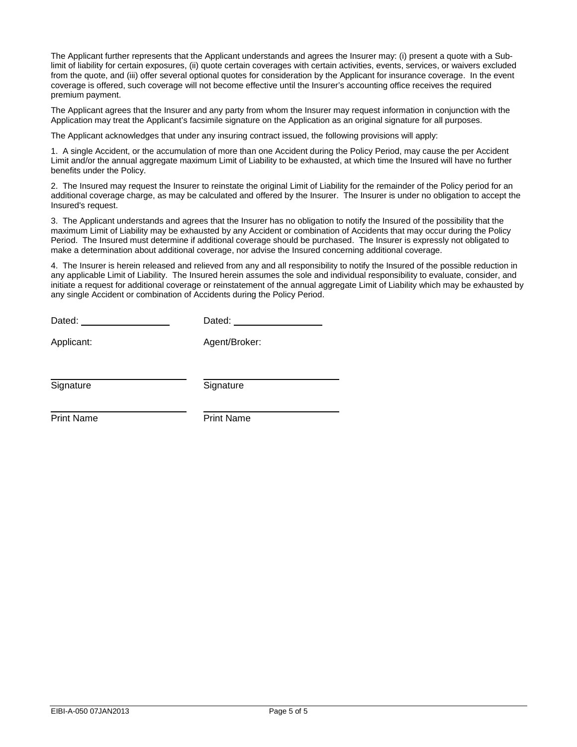The Applicant further represents that the Applicant understands and agrees the Insurer may: (i) present a quote with a Sub-limit of liability for certain exposures, (ii) quote certain coverages with certain activities, events, services, or waivers excluded from the quote, and (iii) offer several optional quotes for consideration by the Applicant for insurance coverage. In the event coverage is offered, such coverage will not become effective until the Insurer's accounting office receives the required premium payment.

The Applicant agrees that the Insurer and any party from whom the Insurer may request information in conjunction with the Application may treat the Applicant's facsimile signature on the Application as an original signature for all purposes.

The Applicant acknowledges that under any insuring contract issued, the following provisions will apply:

1. A single Accident, or the accumulation of more than one Accident during the Policy Period, may cause the per Accident Limit and/or the annual aggregate maximum Limit of Liability to be exhausted, at which time the Insured will have no further benefits under the Policy.

2. The Insured may request the Insurer to reinstate the original Limit of Liability for the remainder of the Policy period for an additional coverage charge, as may be calculated and offered by the Insurer. The Insurer is under no obligation to accept the Insured's request.

3. The Applicant understands and agrees that the Insurer has no obligation to notify the Insured of the possibility that the maximum Limit of Liability may be exhausted by any Accident or combination of Accidents that may occur during the Policy Period. The Insured must determine if additional coverage should be purchased. The Insurer is expressly not obligated to make a determination about additional coverage, nor advise the Insured concerning additional coverage.

4. The Insurer is herein released and relieved from any and all responsibility to notify the Insured of the possible reduction in any applicable Limit of Liability. The Insured herein assumes the sole and individual responsibility to evaluate, consider, and initiate a request for additional coverage or reinstatement of the annual aggregate Limit of Liability which may be exhausted by any single Accident or combination of Accidents during the Policy Period.

| | |
|---|---|
| Dated: ____________________ | Dated: ____________________ |
| Applicant: | Agent/Broker: |
| ____________________ | ____________________ |
| Signature | Signature |
| ____________________ | ____________________ |
| Print Name | Print Name |

EIBI-A-050 07JAN2013